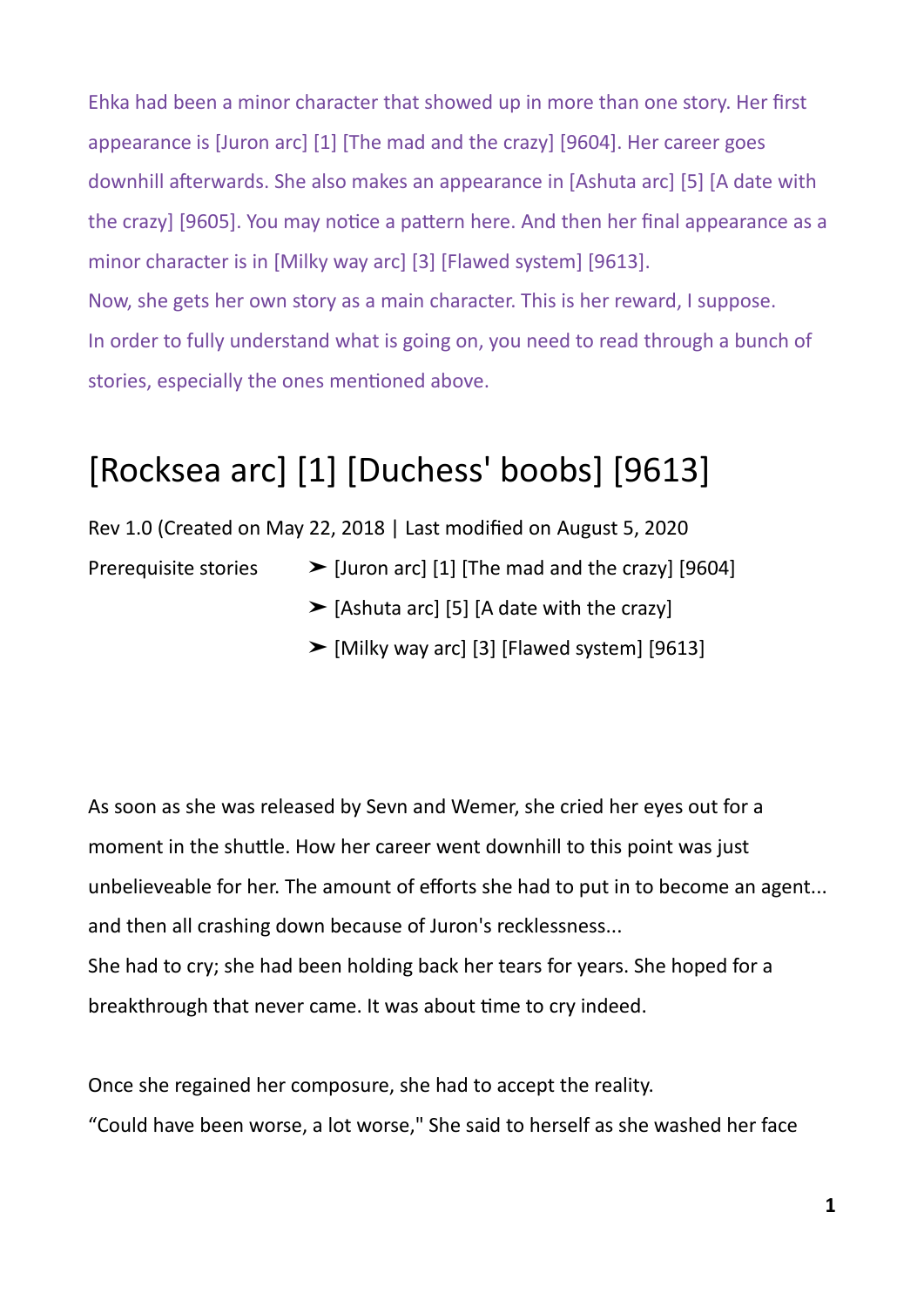Ehka had been a minor character that showed up in more than one story. Her first appearance is [Juron arc] [1] [The mad and the crazy] [9604]. Her career goes downhill afterwards. She also makes an appearance in [Ashuta arc] [5] [A date with the crazy] [9605]. You may notice a pattern here. And then her final appearance as a minor character is in [Milky way arc] [3] [Flawed system] [9613].
Now, she gets her own story as a main character. This is her reward, I suppose.
In order to fully understand what is going on, you need to read through a bunch of stories, especially the ones mentioned above.

# [Rocksea arc] [1] [Duchess' boobs] [9613]

Rev 1.0 (Created on May 22, 2018 | Last modified on August 5, 2020

Prerequisite stories

- ➢ [Juron arc] [1] [The mad and the crazy] [9604]
- ➢ [Ashuta arc] [5] [A date with the crazy]
- ➢ [Milky way arc] [3] [Flawed system] [9613]

As soon as she was released by Sevn and Wemer, she cried her eyes out for a moment in the shuttle. How her career went downhill to this point was just unbelieveable for her. The amount of efforts she had to put in to become an agent... and then all crashing down because of Juron's recklessness...
She had to cry; she had been holding back her tears for years. She hoped for a breakthrough that never came. It was about time to cry indeed.

Once she regained her composure, she had to accept the reality.
“Could have been worse, a lot worse," She said to herself as she washed her face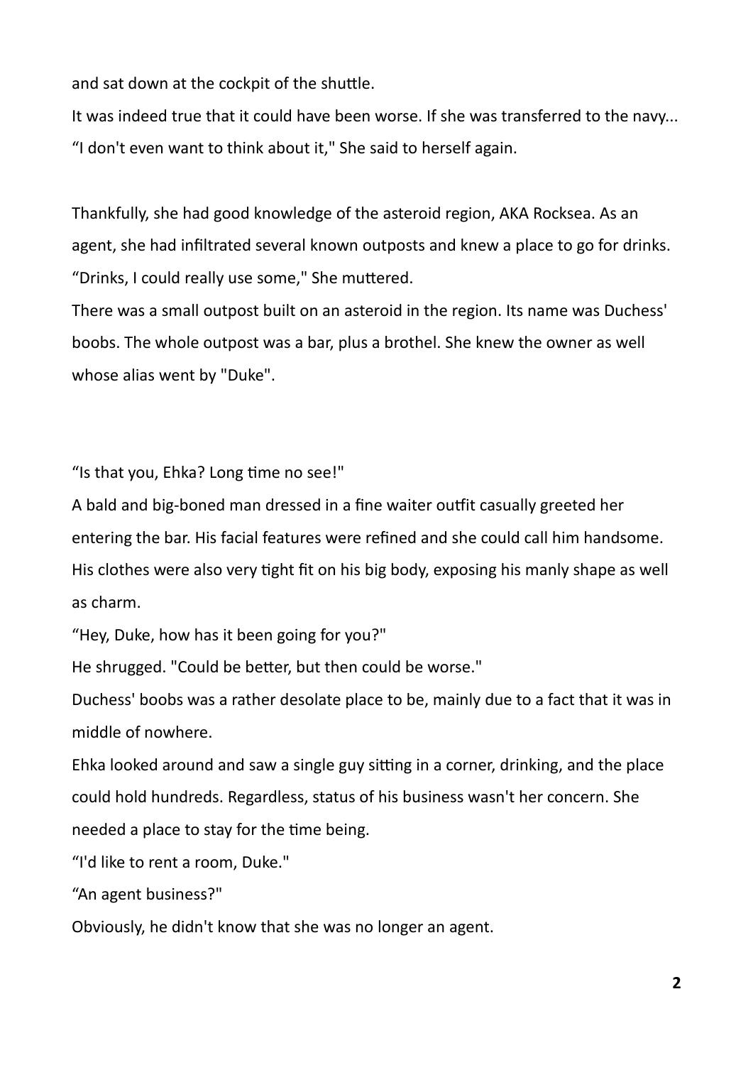and sat down at the cockpit of the shuttle.

It was indeed true that it could have been worse. If she was transferred to the navy...

“I don't even want to think about it," She said to herself again.

Thankfully, she had good knowledge of the asteroid region, AKA Rocksea. As an agent, she had infiltrated several known outposts and knew a place to go for drinks.

“Drinks, I could really use some," She muttered.

There was a small outpost built on an asteroid in the region. Its name was Duchess' boobs. The whole outpost was a bar, plus a brothel. She knew the owner as well whose alias went by "Duke".

“Is that you, Ehka? Long time no see!"

A bald and big-boned man dressed in a fine waiter outfit casually greeted her entering the bar. His facial features were refined and she could call him handsome. His clothes were also very tight fit on his big body, exposing his manly shape as well as charm.

“Hey, Duke, how has it been going for you?"

He shrugged. "Could be better, but then could be worse."

Duchess' boobs was a rather desolate place to be, mainly due to a fact that it was in middle of nowhere.

Ehka looked around and saw a single guy sitting in a corner, drinking, and the place could hold hundreds. Regardless, status of his business wasn't her concern. She needed a place to stay for the time being.

“I'd like to rent a room, Duke."

“An agent business?"

Obviously, he didn't know that she was no longer an agent.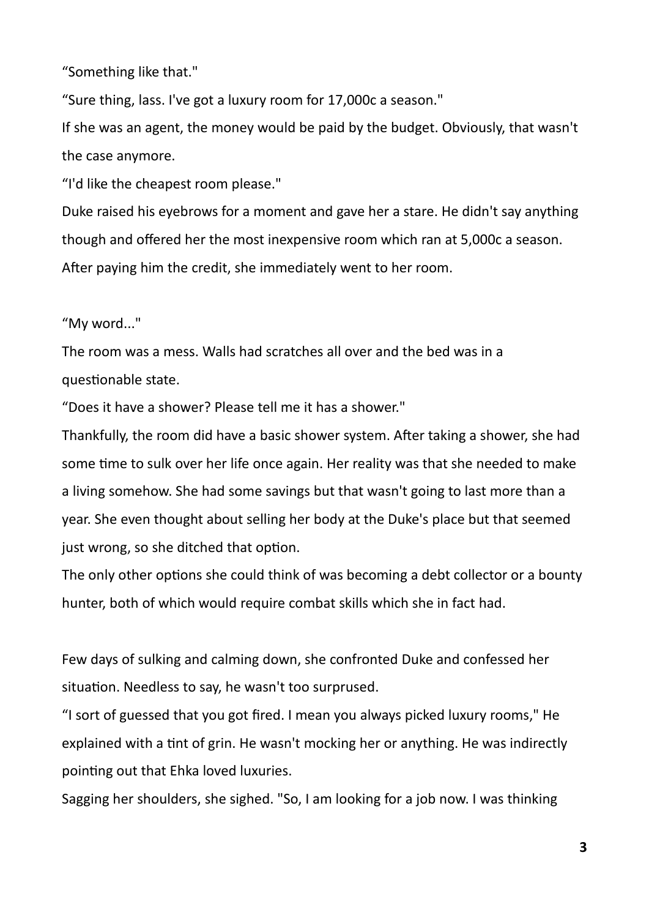"Something like that."

"Sure thing, lass. I've got a luxury room for 17,000c a season."

If she was an agent, the money would be paid by the budget. Obviously, that wasn't the case anymore.

"I'd like the cheapest room please."

Duke raised his eyebrows for a moment and gave her a stare. He didn't say anything though and offered her the most inexpensive room which ran at 5,000c a season. After paying him the credit, she immediately went to her room.

"My word..."

The room was a mess. Walls had scratches all over and the bed was in a questionable state.

"Does it have a shower? Please tell me it has a shower."

Thankfully, the room did have a basic shower system. After taking a shower, she had some time to sulk over her life once again. Her reality was that she needed to make a living somehow. She had some savings but that wasn't going to last more than a year. She even thought about selling her body at the Duke's place but that seemed just wrong, so she ditched that option.

The only other options she could think of was becoming a debt collector or a bounty hunter, both of which would require combat skills which she in fact had.

Few days of sulking and calming down, she confronted Duke and confessed her situation. Needless to say, he wasn't too surprused.

"I sort of guessed that you got fired. I mean you always picked luxury rooms," He explained with a tint of grin. He wasn't mocking her or anything. He was indirectly pointing out that Ehka loved luxuries.

Sagging her shoulders, she sighed. "So, I am looking for a job now. I was thinking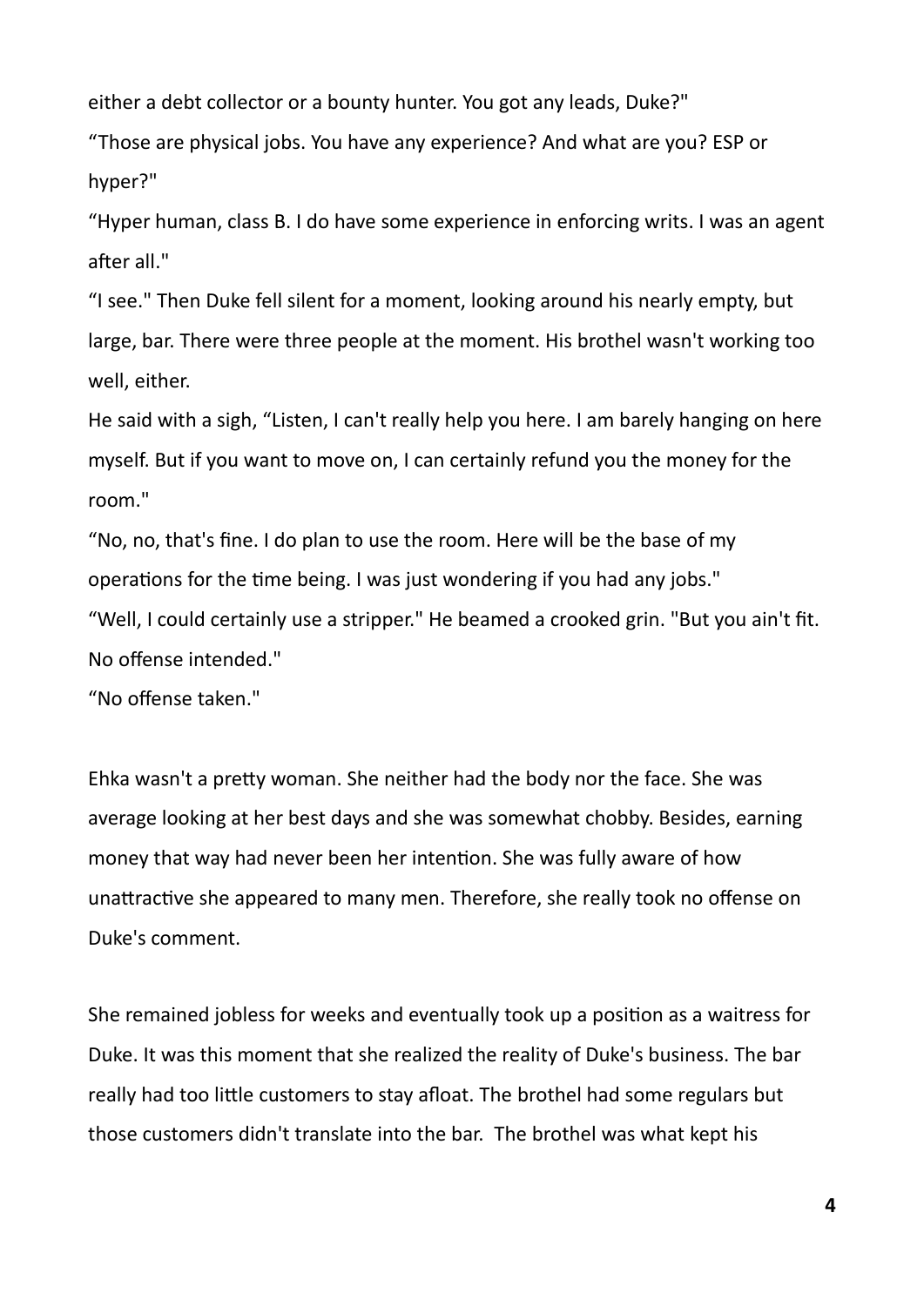either a debt collector or a bounty hunter. You got any leads, Duke?"

“Those are physical jobs. You have any experience? And what are you? ESP or hyper?"

“Hyper human, class B. I do have some experience in enforcing writs. I was an agent after all."

“I see." Then Duke fell silent for a moment, looking around his nearly empty, but large, bar. There were three people at the moment. His brothel wasn't working too well, either.

He said with a sigh, “Listen, I can't really help you here. I am barely hanging on here myself. But if you want to move on, I can certainly refund you the money for the room."

“No, no, that's fine. I do plan to use the room. Here will be the base of my operations for the time being. I was just wondering if you had any jobs."

“Well, I could certainly use a stripper." He beamed a crooked grin. "But you ain't fit. No offense intended."

“No offense taken."

Ehka wasn't a pretty woman. She neither had the body nor the face. She was average looking at her best days and she was somewhat chobby. Besides, earning money that way had never been her intention. She was fully aware of how unattractive she appeared to many men. Therefore, she really took no offense on Duke's comment.

She remained jobless for weeks and eventually took up a position as a waitress for Duke. It was this moment that she realized the reality of Duke's business. The bar really had too little customers to stay afloat. The brothel had some regulars but those customers didn't translate into the bar. The brothel was what kept his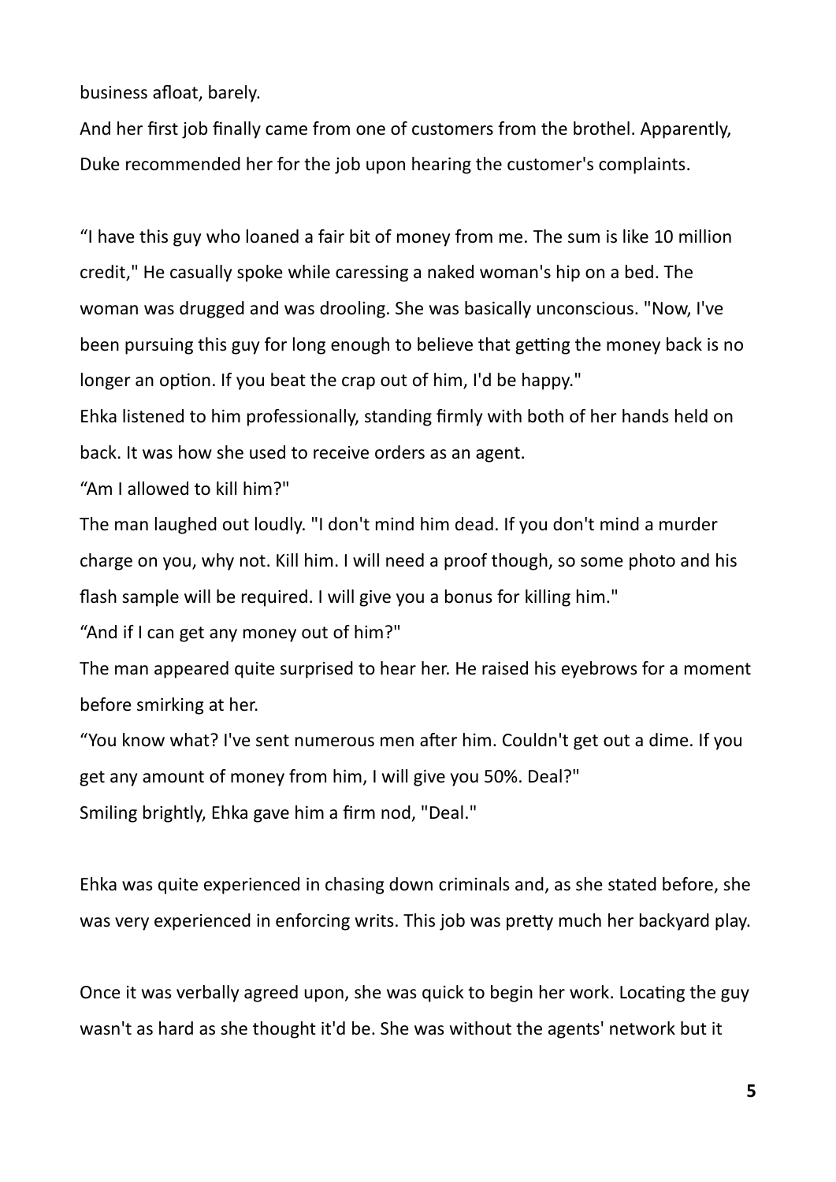business afloat, barely.

And her first job finally came from one of customers from the brothel. Apparently, Duke recommended her for the job upon hearing the customer's complaints.

“I have this guy who loaned a fair bit of money from me. The sum is like 10 million credit," He casually spoke while caressing a naked woman's hip on a bed. The woman was drugged and was drooling. She was basically unconscious. "Now, I've been pursuing this guy for long enough to believe that getting the money back is no longer an option. If you beat the crap out of him, I'd be happy."

Ehka listened to him professionally, standing firmly with both of her hands held on back. It was how she used to receive orders as an agent.

“Am I allowed to kill him?"

The man laughed out loudly. "I don't mind him dead. If you don't mind a murder charge on you, why not. Kill him. I will need a proof though, so some photo and his flash sample will be required. I will give you a bonus for killing him."

“And if I can get any money out of him?"

The man appeared quite surprised to hear her. He raised his eyebrows for a moment before smirking at her.

“You know what? I've sent numerous men after him. Couldn't get out a dime. If you get any amount of money from him, I will give you 50%. Deal?"

Smiling brightly, Ehka gave him a firm nod, "Deal."

Ehka was quite experienced in chasing down criminals and, as she stated before, she was very experienced in enforcing writs. This job was pretty much her backyard play.

Once it was verbally agreed upon, she was quick to begin her work. Locating the guy wasn't as hard as she thought it'd be. She was without the agents' network but it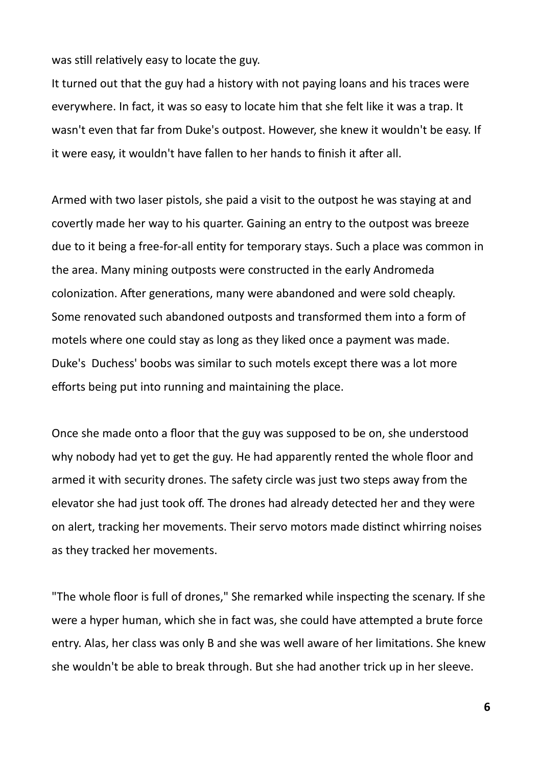was still relatively easy to locate the guy.

It turned out that the guy had a history with not paying loans and his traces were everywhere. In fact, it was so easy to locate him that she felt like it was a trap. It wasn't even that far from Duke's outpost. However, she knew it wouldn't be easy. If it were easy, it wouldn't have fallen to her hands to finish it after all.

Armed with two laser pistols, she paid a visit to the outpost he was staying at and covertly made her way to his quarter. Gaining an entry to the outpost was breeze due to it being a free-for-all entity for temporary stays. Such a place was common in the area. Many mining outposts were constructed in the early Andromeda colonization. After generations, many were abandoned and were sold cheaply. Some renovated such abandoned outposts and transformed them into a form of motels where one could stay as long as they liked once a payment was made. Duke's  Duchess' boobs was similar to such motels except there was a lot more efforts being put into running and maintaining the place.

Once she made onto a floor that the guy was supposed to be on, she understood why nobody had yet to get the guy. He had apparently rented the whole floor and armed it with security drones. The safety circle was just two steps away from the elevator she had just took off. The drones had already detected her and they were on alert, tracking her movements. Their servo motors made distinct whirring noises as they tracked her movements.

"The whole floor is full of drones," She remarked while inspecting the scenary. If she were a hyper human, which she in fact was, she could have attempted a brute force entry. Alas, her class was only B and she was well aware of her limitations. She knew she wouldn't be able to break through. But she had another trick up in her sleeve.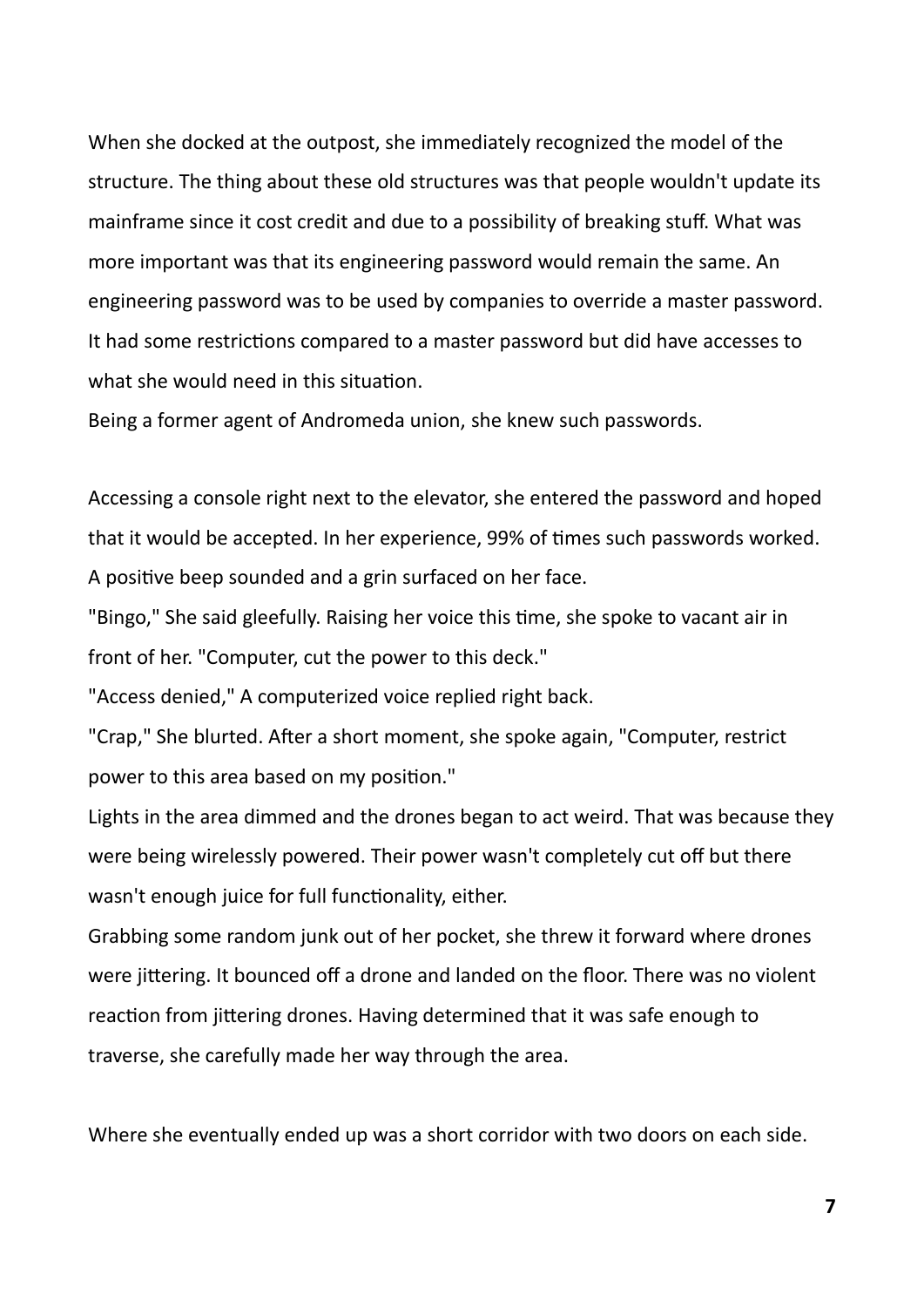When she docked at the outpost, she immediately recognized the model of the structure. The thing about these old structures was that people wouldn't update its mainframe since it cost credit and due to a possibility of breaking stuff. What was more important was that its engineering password would remain the same. An engineering password was to be used by companies to override a master password. It had some restrictions compared to a master password but did have accesses to what she would need in this situation.

Being a former agent of Andromeda union, she knew such passwords.

Accessing a console right next to the elevator, she entered the password and hoped that it would be accepted. In her experience, 99% of times such passwords worked. A positive beep sounded and a grin surfaced on her face.

"Bingo," She said gleefully. Raising her voice this time, she spoke to vacant air in front of her. "Computer, cut the power to this deck."

"Access denied," A computerized voice replied right back.

"Crap," She blurted. After a short moment, she spoke again, "Computer, restrict power to this area based on my position."

Lights in the area dimmed and the drones began to act weird. That was because they were being wirelessly powered. Their power wasn't completely cut off but there wasn't enough juice for full functionality, either.

Grabbing some random junk out of her pocket, she threw it forward where drones were jittering. It bounced off a drone and landed on the floor. There was no violent reaction from jittering drones. Having determined that it was safe enough to traverse, she carefully made her way through the area.

Where she eventually ended up was a short corridor with two doors on each side.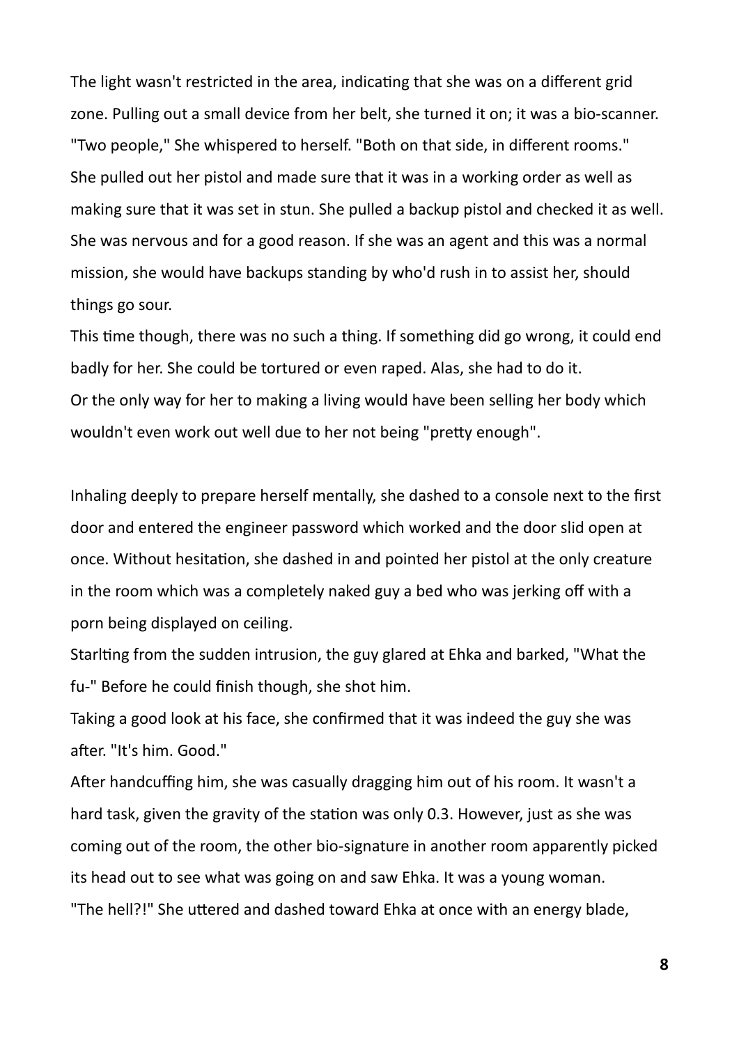The light wasn't restricted in the area, indicating that she was on a different grid zone. Pulling out a small device from her belt, she turned it on; it was a bio-scanner.
"Two people," She whispered to herself. "Both on that side, in different rooms."
She pulled out her pistol and made sure that it was in a working order as well as making sure that it was set in stun. She pulled a backup pistol and checked it as well. She was nervous and for a good reason. If she was an agent and this was a normal mission, she would have backups standing by who'd rush in to assist her, should things go sour.
This time though, there was no such a thing. If something did go wrong, it could end badly for her. She could be tortured or even raped. Alas, she had to do it.
Or the only way for her to making a living would have been selling her body which wouldn't even work out well due to her not being "pretty enough".

Inhaling deeply to prepare herself mentally, she dashed to a console next to the first door and entered the engineer password which worked and the door slid open at once. Without hesitation, she dashed in and pointed her pistol at the only creature in the room which was a completely naked guy a bed who was jerking off with a porn being displayed on ceiling.
Starlting from the sudden intrusion, the guy glared at Ehka and barked, "What the fu-" Before he could finish though, she shot him.
Taking a good look at his face, she confirmed that it was indeed the guy she was after. "It's him. Good."
After handcuffing him, she was casually dragging him out of his room. It wasn't a hard task, given the gravity of the station was only 0.3. However, just as she was coming out of the room, the other bio-signature in another room apparently picked its head out to see what was going on and saw Ehka. It was a young woman.
"The hell?!" She uttered and dashed toward Ehka at once with an energy blade,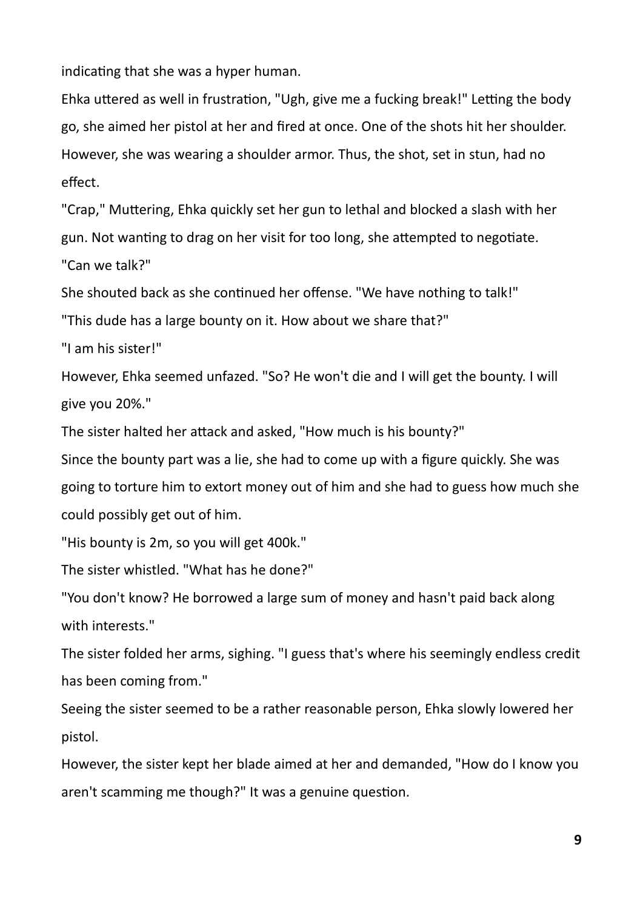indicating that she was a hyper human.

Ehka uttered as well in frustration, "Ugh, give me a fucking break!" Letting the body go, she aimed her pistol at her and fired at once. One of the shots hit her shoulder. However, she was wearing a shoulder armor. Thus, the shot, set in stun, had no effect.

"Crap," Muttering, Ehka quickly set her gun to lethal and blocked a slash with her gun. Not wanting to drag on her visit for too long, she attempted to negotiate.

"Can we talk?"

She shouted back as she continued her offense. "We have nothing to talk!"

"This dude has a large bounty on it. How about we share that?"

"I am his sister!"

However, Ehka seemed unfazed. "So? He won't die and I will get the bounty. I will give you 20%."

The sister halted her attack and asked, "How much is his bounty?"

Since the bounty part was a lie, she had to come up with a figure quickly. She was going to torture him to extort money out of him and she had to guess how much she could possibly get out of him.

"His bounty is 2m, so you will get 400k."

The sister whistled. "What has he done?"

"You don't know? He borrowed a large sum of money and hasn't paid back along with interests."

The sister folded her arms, sighing. "I guess that's where his seemingly endless credit has been coming from."

Seeing the sister seemed to be a rather reasonable person, Ehka slowly lowered her pistol.

However, the sister kept her blade aimed at her and demanded, "How do I know you aren't scamming me though?" It was a genuine question.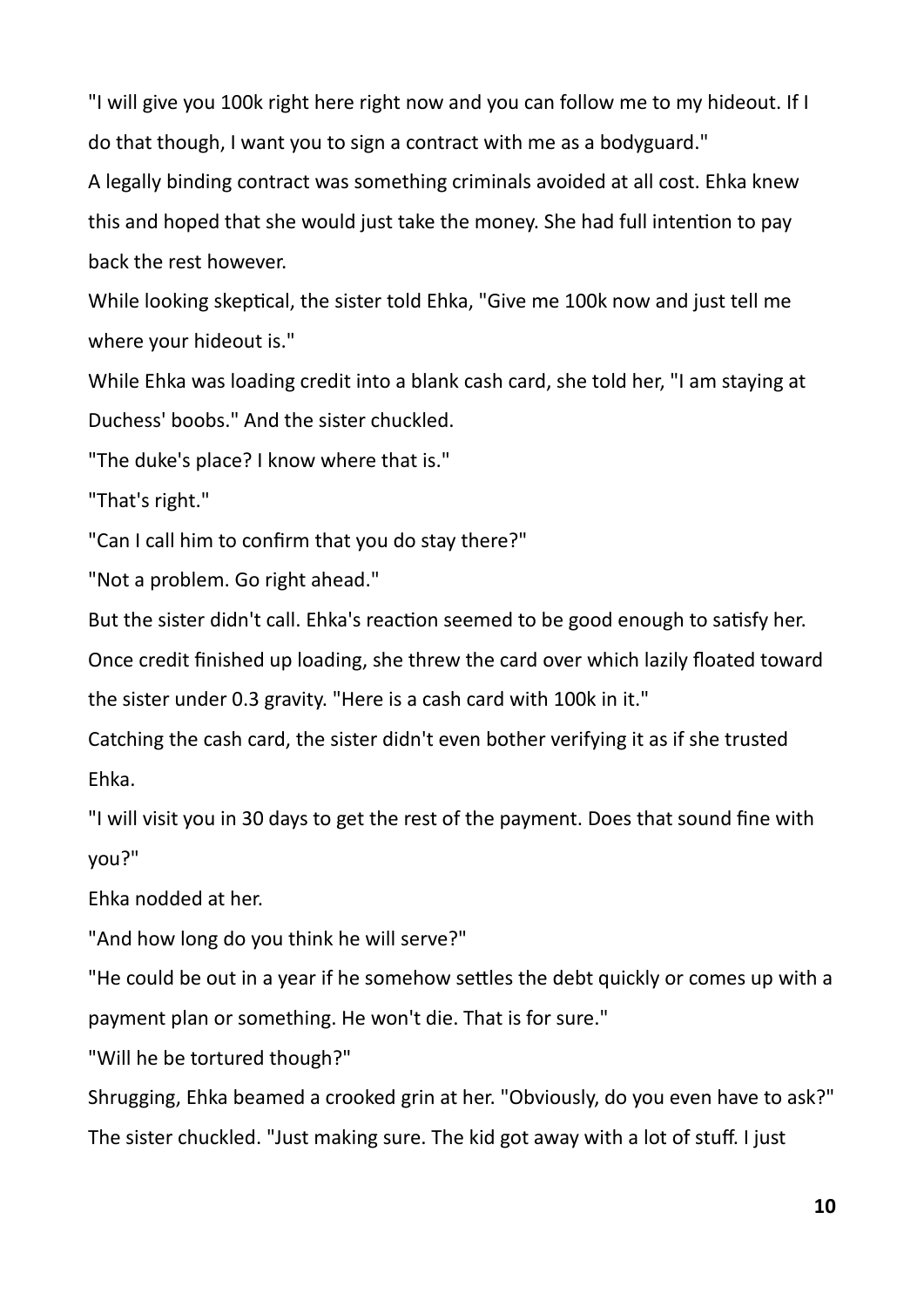"I will give you 100k right here right now and you can follow me to my hideout. If I do that though, I want you to sign a contract with me as a bodyguard."

A legally binding contract was something criminals avoided at all cost. Ehka knew this and hoped that she would just take the money. She had full intention to pay back the rest however.

While looking skeptical, the sister told Ehka, "Give me 100k now and just tell me where your hideout is."

While Ehka was loading credit into a blank cash card, she told her, "I am staying at Duchess' boobs." And the sister chuckled.

"The duke's place? I know where that is."

"That's right."

"Can I call him to confirm that you do stay there?"

"Not a problem. Go right ahead."

But the sister didn't call. Ehka's reaction seemed to be good enough to satisfy her. Once credit finished up loading, she threw the card over which lazily floated toward the sister under 0.3 gravity. "Here is a cash card with 100k in it."

Catching the cash card, the sister didn't even bother verifying it as if she trusted Ehka.

"I will visit you in 30 days to get the rest of the payment. Does that sound fine with you?"

Ehka nodded at her.

"And how long do you think he will serve?"

"He could be out in a year if he somehow settles the debt quickly or comes up with a payment plan or something. He won't die. That is for sure."

"Will he be tortured though?"

Shrugging, Ehka beamed a crooked grin at her. "Obviously, do you even have to ask?"

The sister chuckled. "Just making sure. The kid got away with a lot of stuff. I just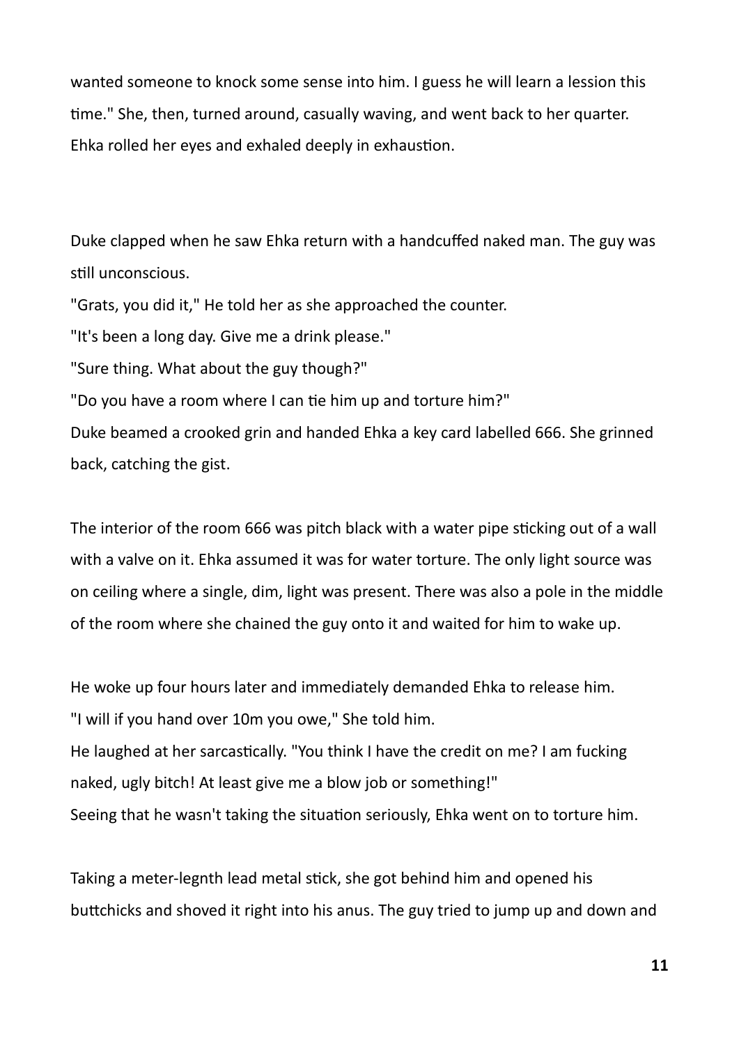wanted someone to knock some sense into him. I guess he will learn a lession this time." She, then, turned around, casually waving, and went back to her quarter. Ehka rolled her eyes and exhaled deeply in exhaustion.

Duke clapped when he saw Ehka return with a handcuffed naked man. The guy was still unconscious.

"Grats, you did it," He told her as she approached the counter.

"It's been a long day. Give me a drink please."

"Sure thing. What about the guy though?"

"Do you have a room where I can tie him up and torture him?"

Duke beamed a crooked grin and handed Ehka a key card labelled 666. She grinned back, catching the gist.

The interior of the room 666 was pitch black with a water pipe sticking out of a wall with a valve on it. Ehka assumed it was for water torture. The only light source was on ceiling where a single, dim, light was present. There was also a pole in the middle of the room where she chained the guy onto it and waited for him to wake up.

He woke up four hours later and immediately demanded Ehka to release him.

"I will if you hand over 10m you owe," She told him.

He laughed at her sarcastically. "You think I have the credit on me? I am fucking naked, ugly bitch! At least give me a blow job or something!"

Seeing that he wasn't taking the situation seriously, Ehka went on to torture him.

Taking a meter-legnth lead metal stick, she got behind him and opened his buttchicks and shoved it right into his anus. The guy tried to jump up and down and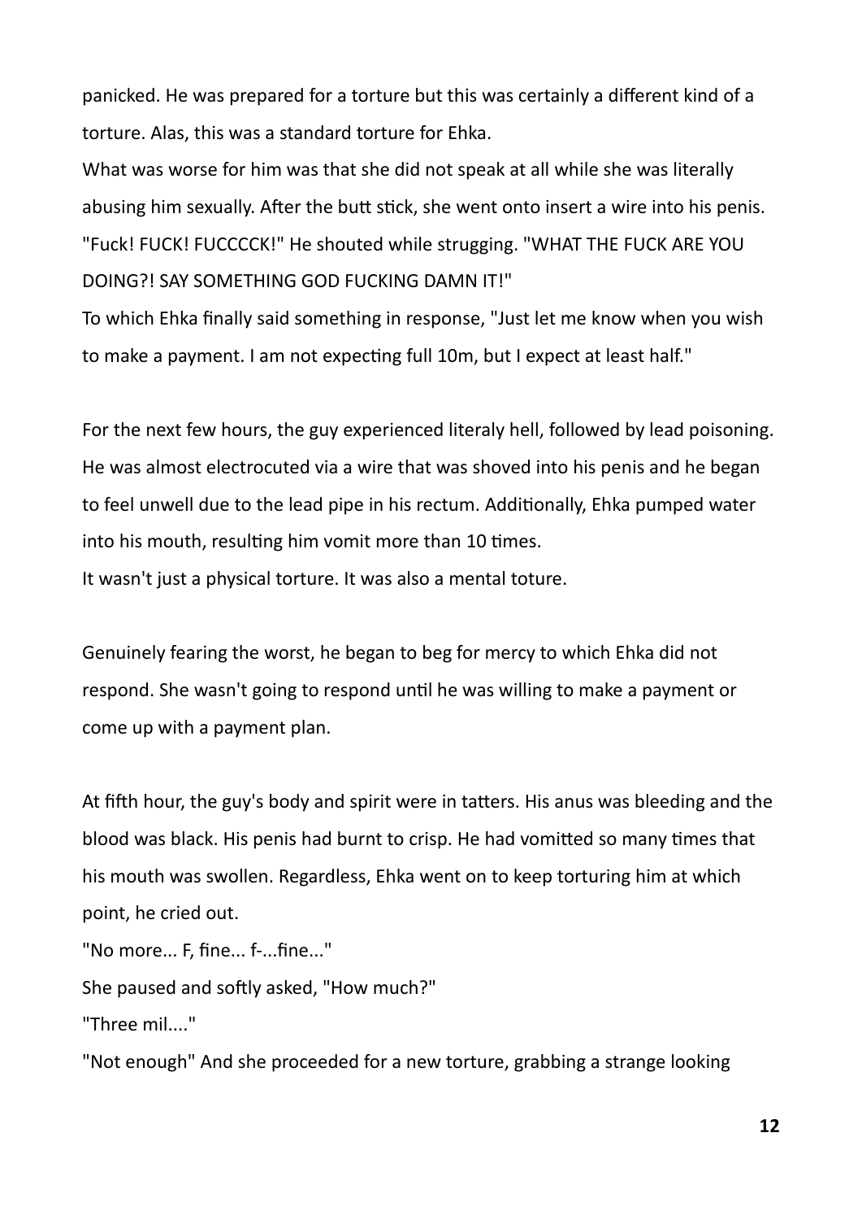panicked. He was prepared for a torture but this was certainly a different kind of a torture. Alas, this was a standard torture for Ehka.

What was worse for him was that she did not speak at all while she was literally abusing him sexually. After the butt stick, she went onto insert a wire into his penis.

"Fuck! FUCK! FUCCCCK!" He shouted while strugging. "WHAT THE FUCK ARE YOU DOING?! SAY SOMETHING GOD FUCKING DAMN IT!"

To which Ehka finally said something in response, "Just let me know when you wish to make a payment. I am not expecting full 10m, but I expect at least half."

For the next few hours, the guy experienced literaly hell, followed by lead poisoning. He was almost electrocuted via a wire that was shoved into his penis and he began to feel unwell due to the lead pipe in his rectum. Additionally, Ehka pumped water into his mouth, resulting him vomit more than 10 times.

It wasn't just a physical torture. It was also a mental toture.

Genuinely fearing the worst, he began to beg for mercy to which Ehka did not respond. She wasn't going to respond until he was willing to make a payment or come up with a payment plan.

At fifth hour, the guy's body and spirit were in tatters. His anus was bleeding and the blood was black. His penis had burnt to crisp. He had vomitted so many times that his mouth was swollen. Regardless, Ehka went on to keep torturing him at which point, he cried out.

"No more... F, fine... f-...fine..."

She paused and softly asked, "How much?"

"Three mil...."

"Not enough" And she proceeded for a new torture, grabbing a strange looking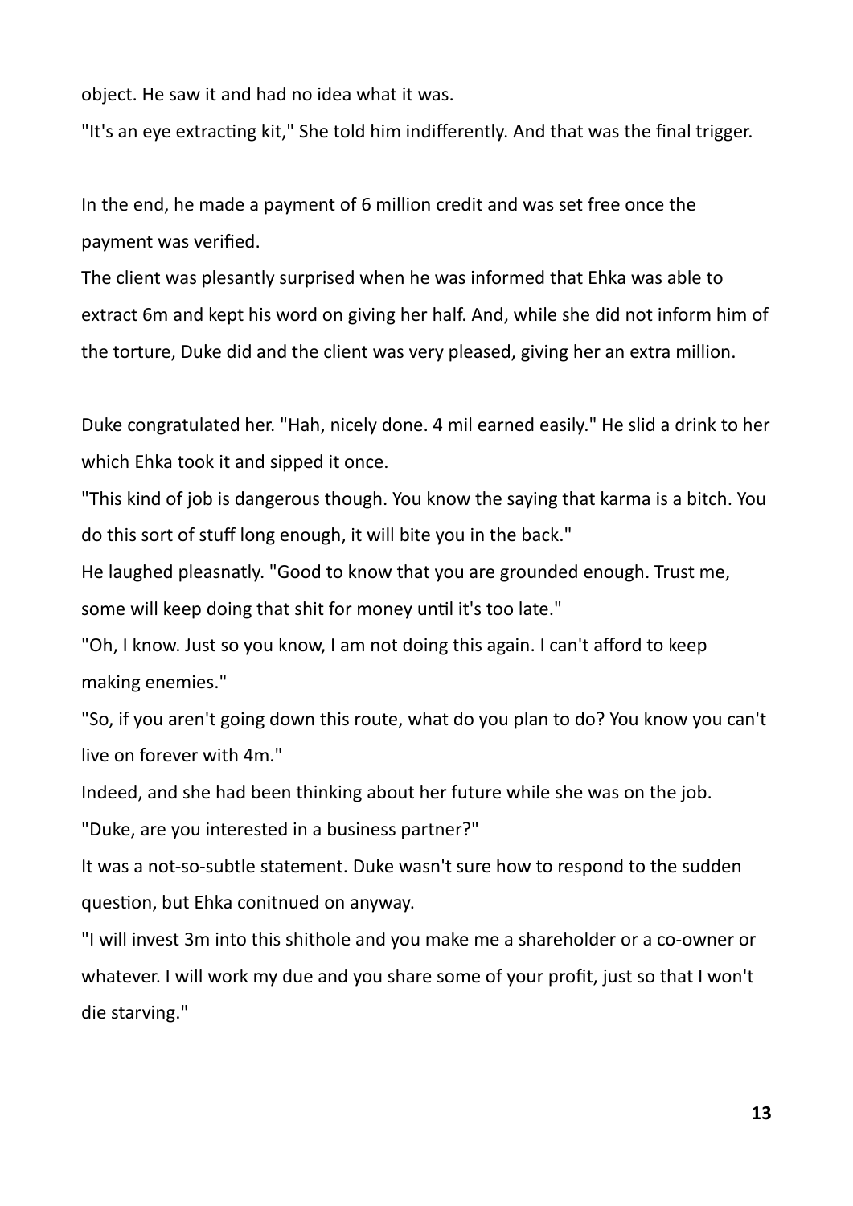object. He saw it and had no idea what it was.

"It's an eye extracting kit," She told him indifferently. And that was the final trigger.

In the end, he made a payment of 6 million credit and was set free once the payment was verified.

The client was plesantly surprised when he was informed that Ehka was able to extract 6m and kept his word on giving her half. And, while she did not inform him of the torture, Duke did and the client was very pleased, giving her an extra million.

Duke congratulated her. "Hah, nicely done. 4 mil earned easily." He slid a drink to her which Ehka took it and sipped it once.

"This kind of job is dangerous though. You know the saying that karma is a bitch. You do this sort of stuff long enough, it will bite you in the back."

He laughed pleasnatly. "Good to know that you are grounded enough. Trust me, some will keep doing that shit for money until it's too late."

"Oh, I know. Just so you know, I am not doing this again. I can't afford to keep making enemies."

"So, if you aren't going down this route, what do you plan to do? You know you can't live on forever with 4m."

Indeed, and she had been thinking about her future while she was on the job.

"Duke, are you interested in a business partner?"

It was a not-so-subtle statement. Duke wasn't sure how to respond to the sudden question, but Ehka conitnued on anyway.

"I will invest 3m into this shithole and you make me a shareholder or a co-owner or whatever. I will work my due and you share some of your profit, just so that I won't die starving."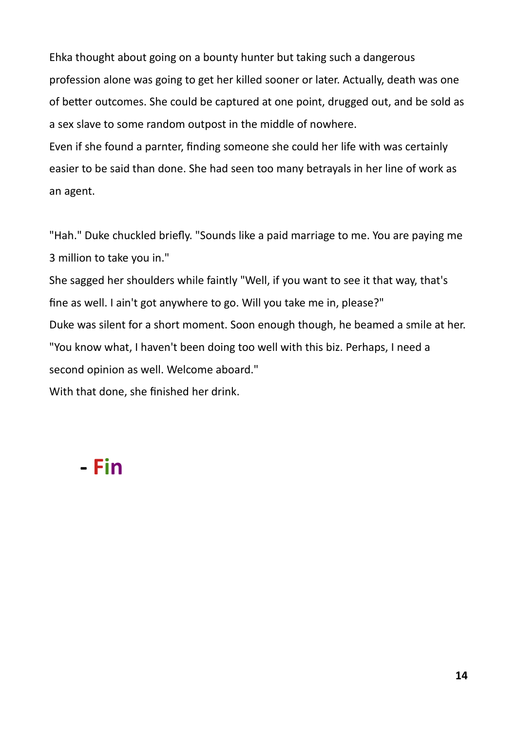Ehka thought about going on a bounty hunter but taking such a dangerous profession alone was going to get her killed sooner or later. Actually, death was one of better outcomes. She could be captured at one point, drugged out, and be sold as a sex slave to some random outpost in the middle of nowhere.

Even if she found a parnter, finding someone she could her life with was certainly easier to be said than done. She had seen too many betrayals in her line of work as an agent.

"Hah." Duke chuckled briefly. "Sounds like a paid marriage to me. You are paying me 3 million to take you in."

She sagged her shoulders while faintly "Well, if you want to see it that way, that's fine as well. I ain't got anywhere to go. Will you take me in, please?"

Duke was silent for a short moment. Soon enough though, he beamed a smile at her. "You know what, I haven't been doing too well with this biz. Perhaps, I need a second opinion as well. Welcome aboard."

With that done, she finished her drink.

**- Fin**